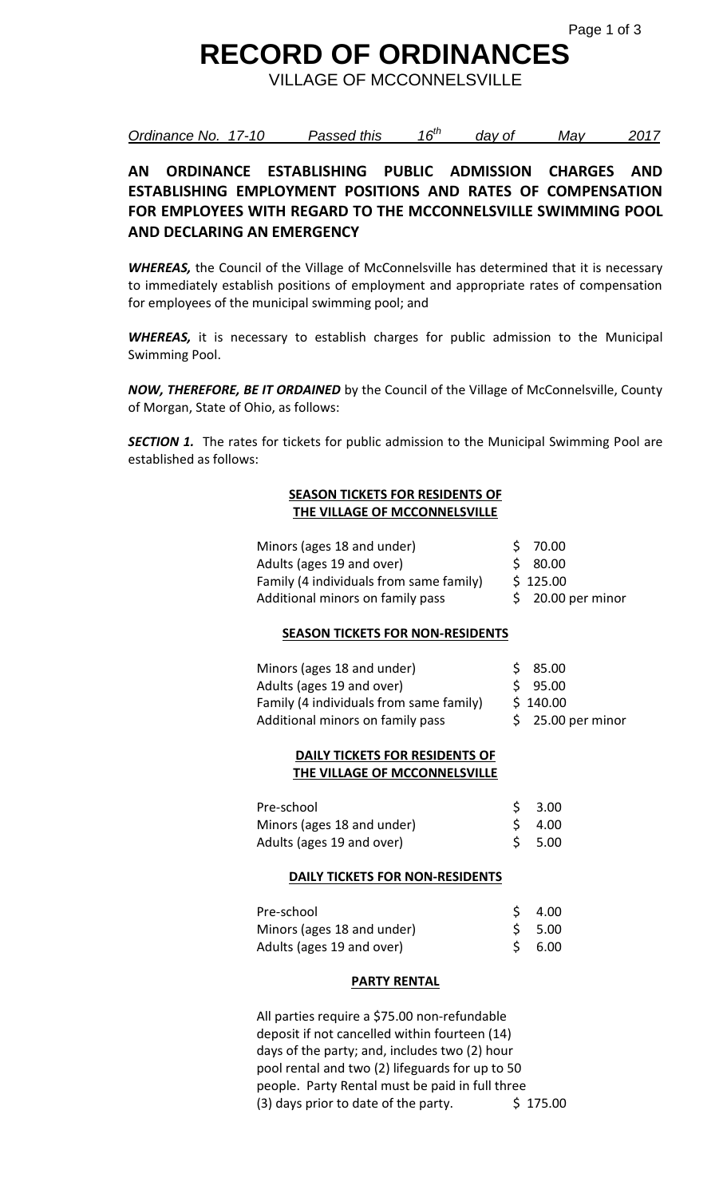# RECORD OF ORDINANCES

VILLAGE OF MCCONNELSVILLE

*Ordinance No. 17-10 Passed this 16th day of May 2017*

## AN ORDINANCE ESTABLISHING PUBLIC ADMISSION CHARGES AND ESTABLISHING EMPLOYMENT POSITIONS AND RATES OF COMPENSATION FOR EMPLOYEES WITH REGARD TO THE MCCONNELSVILLE SWIMMING POOL AND DECLARING AN EMERGENCY

***WHEREAS,*** the Council of the Village of McConnelsville has determined that it is necessary to immediately establish positions of employment and appropriate rates of compensation for employees of the municipal swimming pool; and

***WHEREAS,*** it is necessary to establish charges for public admission to the Municipal Swimming Pool.

***NOW, THEREFORE, BE IT ORDAINED*** by the Council of the Village of McConnelsville, County of Morgan, State of Ohio, as follows:

***SECTION 1.*** The rates for tickets for public admission to the Municipal Swimming Pool are established as follows:

**SEASON TICKETS FOR RESIDENTS OF THE VILLAGE OF MCCONNELSVILLE**

| | |
|---|---|
| Minors (ages 18 and under) | $ 70.00 |
| Adults (ages 19 and over) | $ 80.00 |
| Family (4 individuals from same family) | $ 125.00 |
| Additional minors on family pass | $ 20.00 per minor |

**SEASON TICKETS FOR NON-RESIDENTS**

| | |
|---|---|
| Minors (ages 18 and under) | $ 85.00 |
| Adults (ages 19 and over) | $ 95.00 |
| Family (4 individuals from same family) | $ 140.00 |
| Additional minors on family pass | $ 25.00 per minor |

**DAILY TICKETS FOR RESIDENTS OF THE VILLAGE OF MCCONNELSVILLE**

| | |
|---|---|
| Pre-school | $ 3.00 |
| Minors (ages 18 and under) | $ 4.00 |
| Adults (ages 19 and over) | $ 5.00 |

**DAILY TICKETS FOR NON-RESIDENTS**

| | |
|---|---|
| Pre-school | $ 4.00 |
| Minors (ages 18 and under) | $ 5.00 |
| Adults (ages 19 and over) | $ 6.00 |

**PARTY RENTAL**

| | |
|---|---|
| All parties require a $75.00 non-refundable deposit if not cancelled within fourteen (14) days of the party; and, includes two (2) hour pool rental and two (2) lifeguards for up to 50 people. Party Rental must be paid in full three (3) days prior to date of the party. | $ 175.00 |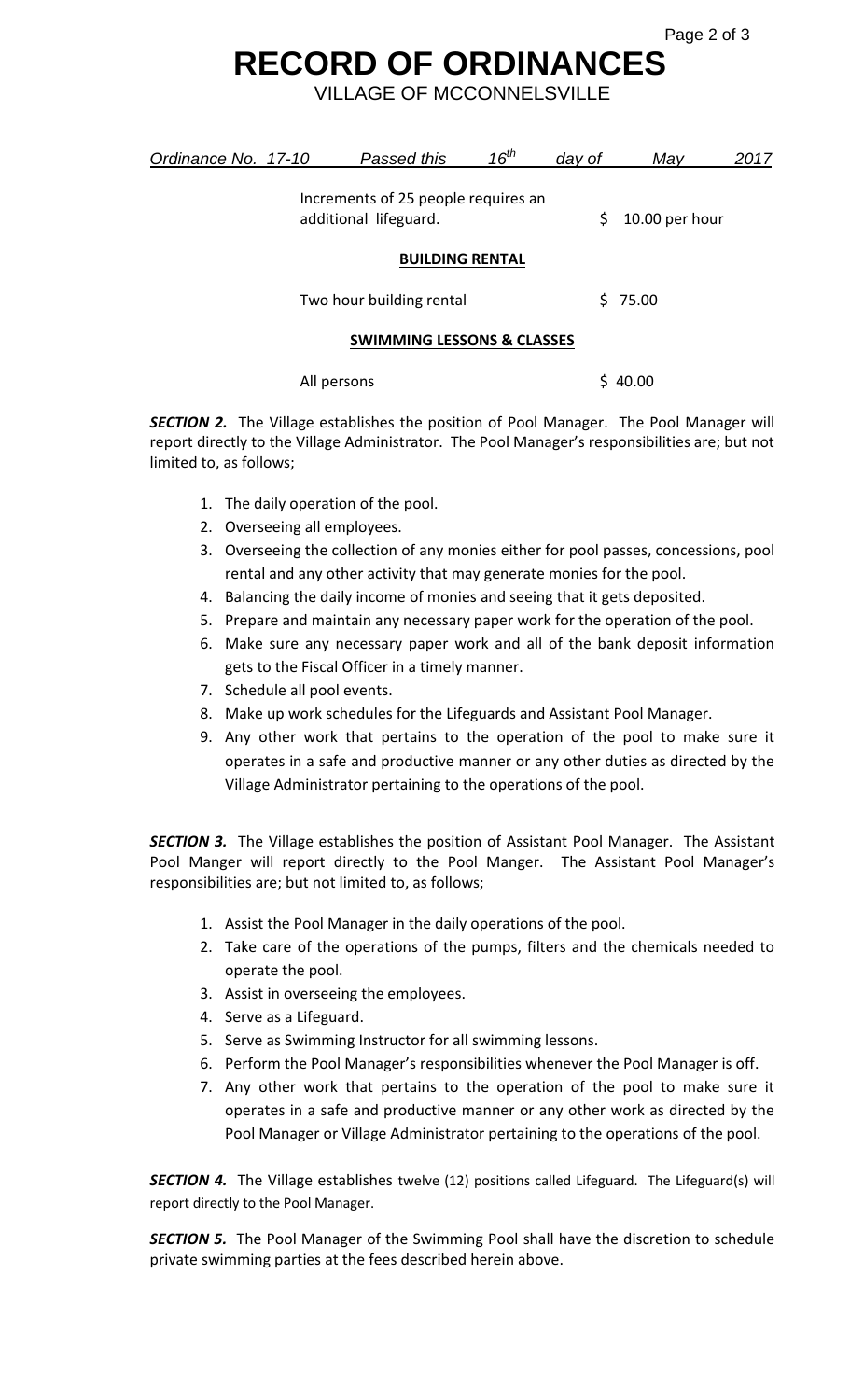Ordinance No. 17-10 Passed this 16th day of May 2017

| | |
|---|---|
| Increments of 25 people requires an additional lifeguard. | $ 10.00 per hour |

**BUILDING RENTAL**

| | |
|---|---|
| Two hour building rental | $ 75.00 |

**SWIMMING LESSONS & CLASSES**

| | |
|---|---|
| All persons | $ 40.00 |

***SECTION 2.*** The Village establishes the position of Pool Manager. The Pool Manager will report directly to the Village Administrator. The Pool Manager's responsibilities are; but not limited to, as follows;

1. The daily operation of the pool.
2. Overseeing all employees.
3. Overseeing the collection of any monies either for pool passes, concessions, pool rental and any other activity that may generate monies for the pool.
4. Balancing the daily income of monies and seeing that it gets deposited.
5. Prepare and maintain any necessary paper work for the operation of the pool.
6. Make sure any necessary paper work and all of the bank deposit information gets to the Fiscal Officer in a timely manner.
7. Schedule all pool events.
8. Make up work schedules for the Lifeguards and Assistant Pool Manager.
9. Any other work that pertains to the operation of the pool to make sure it operates in a safe and productive manner or any other duties as directed by the Village Administrator pertaining to the operations of the pool.

***SECTION 3.*** The Village establishes the position of Assistant Pool Manager. The Assistant Pool Manger will report directly to the Pool Manger. The Assistant Pool Manager's responsibilities are; but not limited to, as follows;

1. Assist the Pool Manager in the daily operations of the pool.
2. Take care of the operations of the pumps, filters and the chemicals needed to operate the pool.
3. Assist in overseeing the employees.
4. Serve as a Lifeguard.
5. Serve as Swimming Instructor for all swimming lessons.
6. Perform the Pool Manager's responsibilities whenever the Pool Manager is off.
7. Any other work that pertains to the operation of the pool to make sure it operates in a safe and productive manner or any other work as directed by the Pool Manager or Village Administrator pertaining to the operations of the pool.

***SECTION 4.*** The Village establishes twelve (12) positions called Lifeguard. The Lifeguard(s) will report directly to the Pool Manager.

***SECTION 5.*** The Pool Manager of the Swimming Pool shall have the discretion to schedule private swimming parties at the fees described herein above.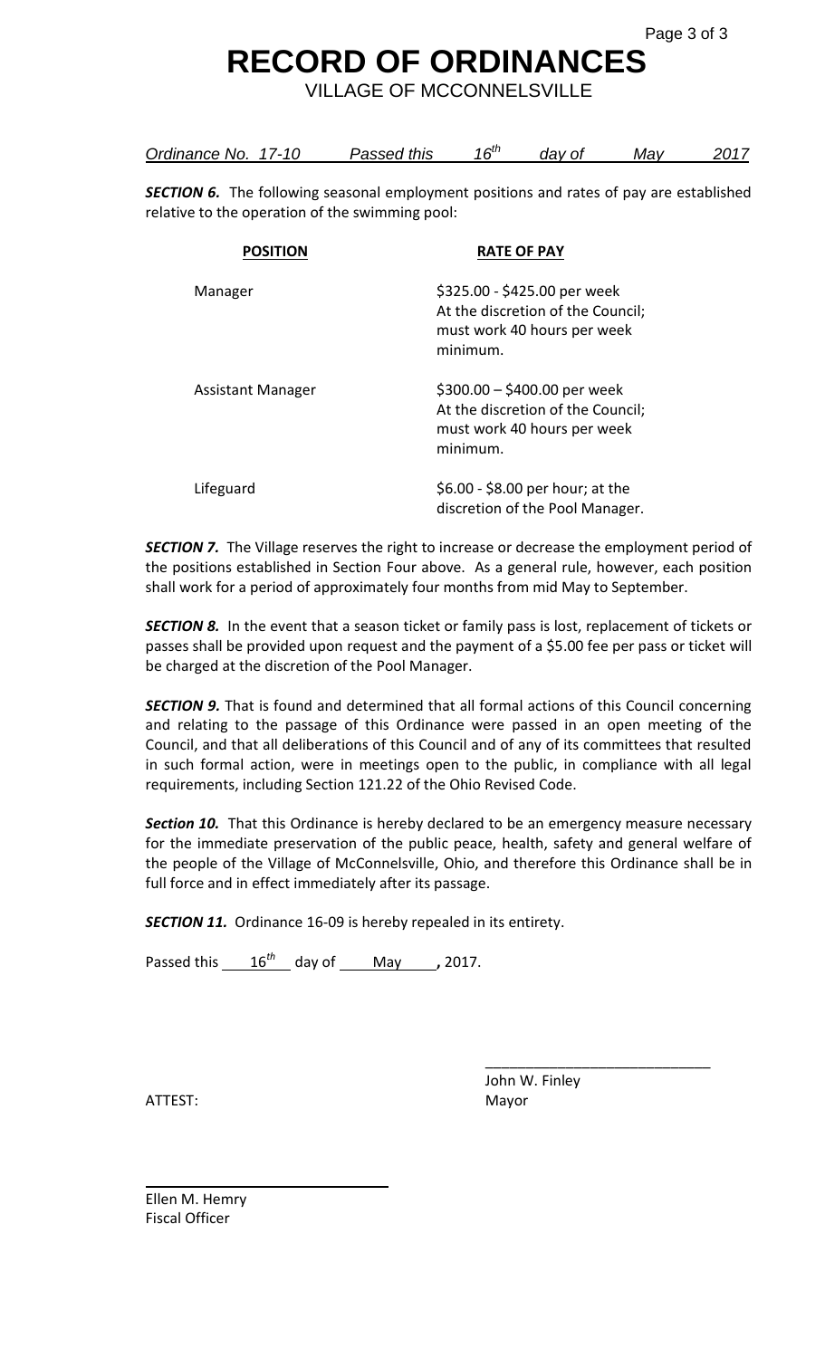# RECORD OF ORDINANCES

VILLAGE OF MCCONNELSVILLE

*Ordinance No. 17-10 Passed this 16th day of May 2017*

***SECTION 6.*** The following seasonal employment positions and rates of pay are established relative to the operation of the swimming pool:

| POSITION | RATE OF PAY |
| --- | --- |
| Manager | $325.00 - $425.00 per week At the discretion of the Council; must work 40 hours per week minimum. |
| Assistant Manager | $300.00 – $400.00 per week At the discretion of the Council; must work 40 hours per week minimum. |
| Lifeguard | $6.00 - $8.00 per hour; at the discretion of the Pool Manager. |

***SECTION 7.*** The Village reserves the right to increase or decrease the employment period of the positions established in Section Four above. As a general rule, however, each position shall work for a period of approximately four months from mid May to September.

***SECTION 8.*** In the event that a season ticket or family pass is lost, replacement of tickets or passes shall be provided upon request and the payment of a $5.00 fee per pass or ticket will be charged at the discretion of the Pool Manager.

***SECTION 9.*** That is found and determined that all formal actions of this Council concerning and relating to the passage of this Ordinance were passed in an open meeting of the Council, and that all deliberations of this Council and of any of its committees that resulted in such formal action, were in meetings open to the public, in compliance with all legal requirements, including Section 121.22 of the Ohio Revised Code.

***Section 10.*** That this Ordinance is hereby declared to be an emergency measure necessary for the immediate preservation of the public peace, health, safety and general welfare of the people of the Village of McConnelsville, Ohio, and therefore this Ordinance shall be in full force and in effect immediately after its passage.

***SECTION 11.*** Ordinance 16-09 is hereby repealed in its entirety.

Passed this 16th day of May, 2017.

\_\_\_\_\_\_\_\_\_\_\_\_\_\_\_\_\_\_\_\_\_\_\_\_\_\_\_\_

John W. Finley
Mayor

ATTEST:

\_\_\_\_\_\_\_\_\_\_\_\_\_\_\_\_\_\_\_\_\_\_\_\_\_\_\_\_

Ellen M. Hemry
Fiscal Officer